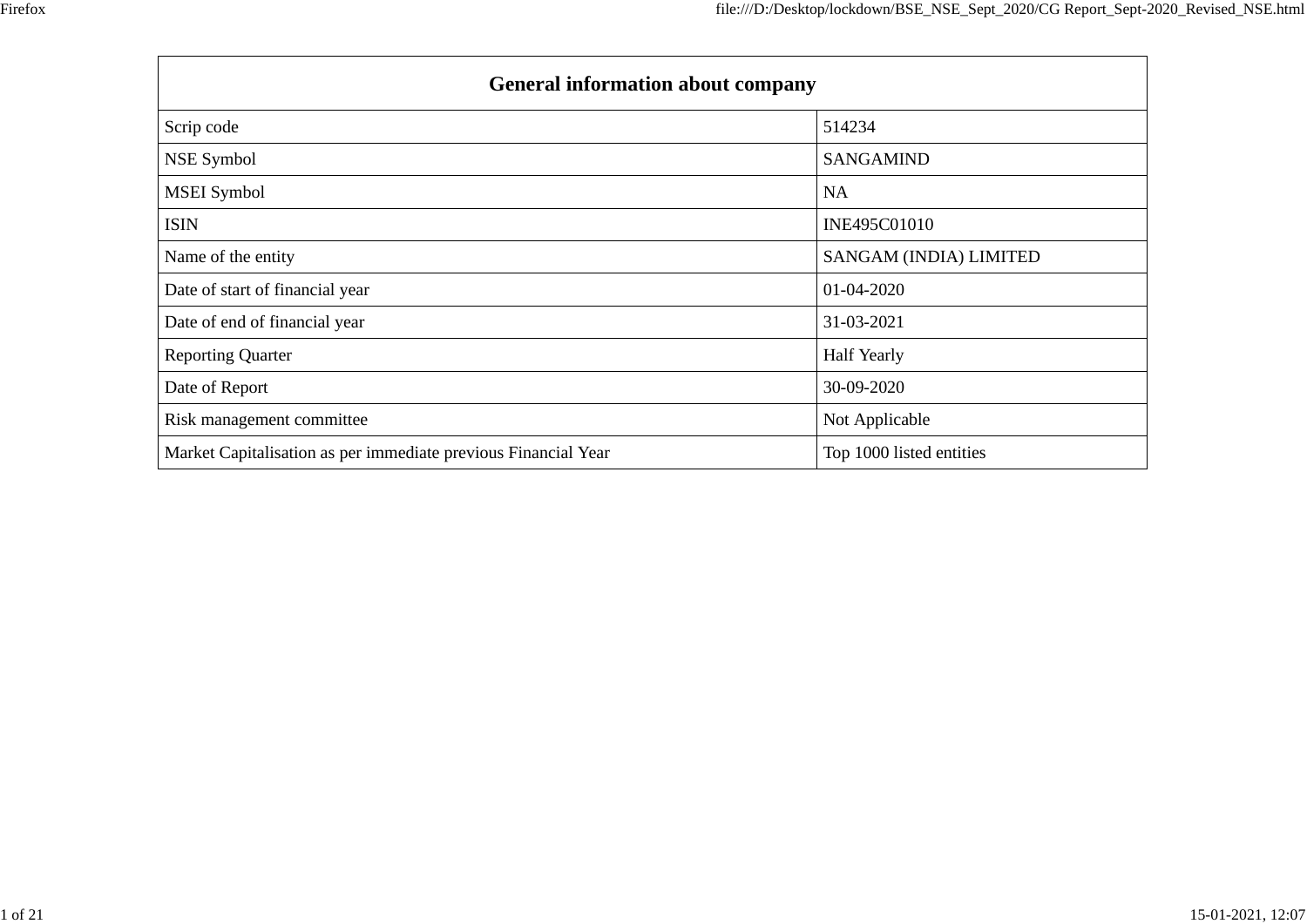| General information about company | |
|---|---|
| Scrip code | 514234 |
| NSE Symbol | SANGAMIND |
| MSEI Symbol | NA |
| ISIN | INE495C01010 |
| Name of the entity | SANGAM (INDIA) LIMITED |
| Date of start of financial year | 01-04-2020 |
| Date of end of financial year | 31-03-2021 |
| Reporting Quarter | Half Yearly |
| Date of Report | 30-09-2020 |
| Risk management committee | Not Applicable |
| Market Capitalisation as per immediate previous Financial Year | Top 1000 listed entities |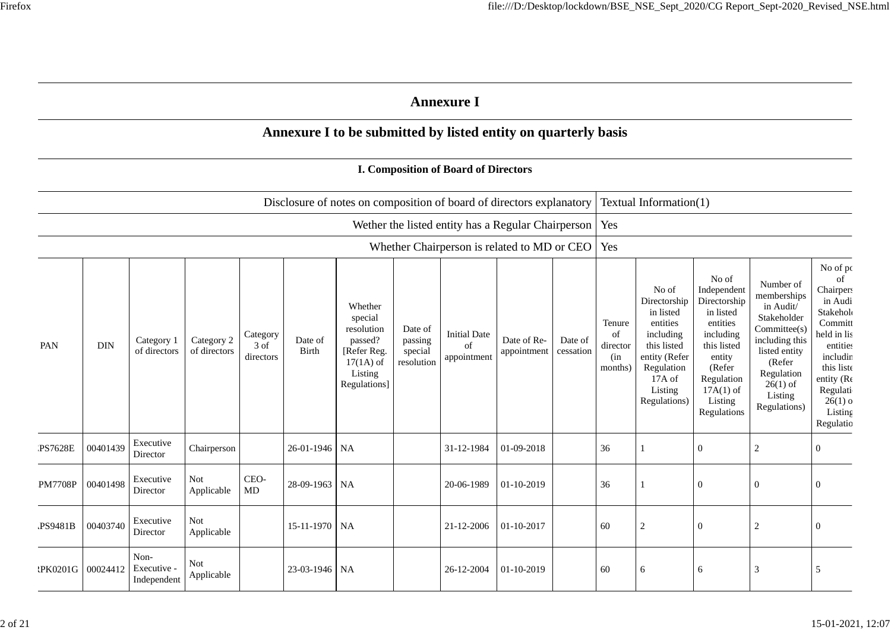# Annexure I

## Annexure I to be submitted by listed entity on quarterly basis

### I. Composition of Board of Directors

| | |
|---|---|
| Disclosure of notes on composition of board of directors explanatory | Textual Information(1) |
| Wether the listed entity has a Regular Chairperson | Yes |
| Whether Chairperson is related to MD or CEO | Yes |

| PAN | DIN | Category 1 of directors | Category 2 of directors | Category 3 of directors | Date of Birth | Whether special resolution passed? [Refer Reg. 17(1A) of Listing Regulations] | Date of passing special resolution | Initial Date of appointment | Date of Re-appointment | Date of cessation | Tenure of director (in months) | No of Directorship in listed entities including this listed entity (Refer Regulation 17A of Listing Regulations) | No of Independent Directorship in listed entities including this listed entity (Refer Regulation 17A(1) of Listing Regulations | Number of memberships in Audit/ Stakeholder Committee(s) including this listed entity (Refer Regulation 26(1) of Listing Regulations) | No of po of Chairpers in Audi Stakehol Committ held in lis entities includin this liste entity (Re Regulati 26(1) o Listing Regulatio |
|---|---|---|---|---|---|---|---|---|---|---|---|---|---|---|---|
| PS7628E | 00401439 | Executive Director | Chairperson | | 26-01-1946 | NA | | 31-12-1984 | 01-09-2018 | | 36 | 1 | 0 | 2 | 0 |
| PM7708P | 00401498 | Executive Director | Not Applicable | CEO-MD | 28-09-1963 | NA | | 20-06-1989 | 01-10-2019 | | 36 | 1 | 0 | 0 | 0 |
| PS9481B | 00403740 | Executive Director | Not Applicable | | 15-11-1970 | NA | | 21-12-2006 | 01-10-2017 | | 60 | 2 | 0 | 2 | 0 |
| RPK0201G | 00024412 | Non-Executive - Independent | Not Applicable | | 23-03-1946 | NA | | 26-12-2004 | 01-10-2019 | | 60 | 6 | 6 | 3 | 5 |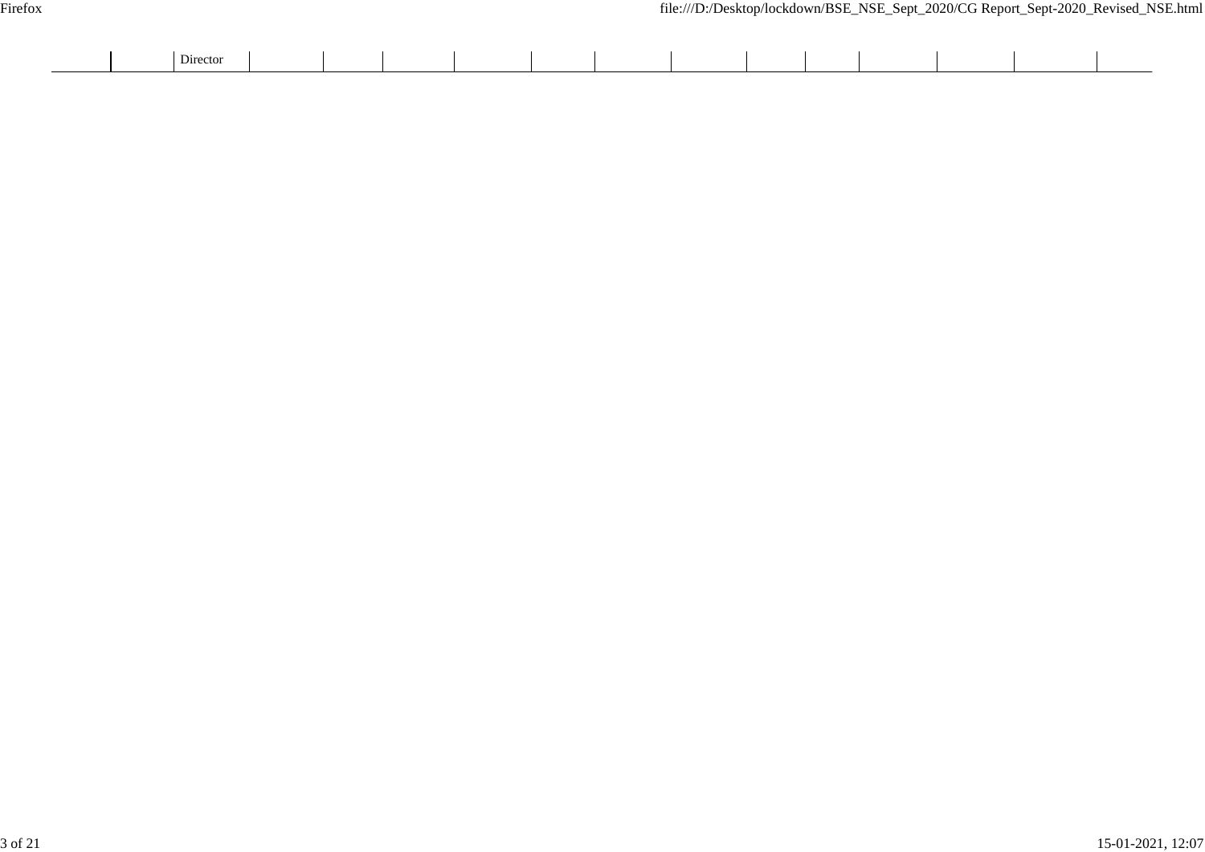| | | | | | | | | | | | | | | | |
|---|---|---|---|---|---|---|---|---|---|---|---|---|---|---|---|
| | | Director | | | | | | | | | | | | | |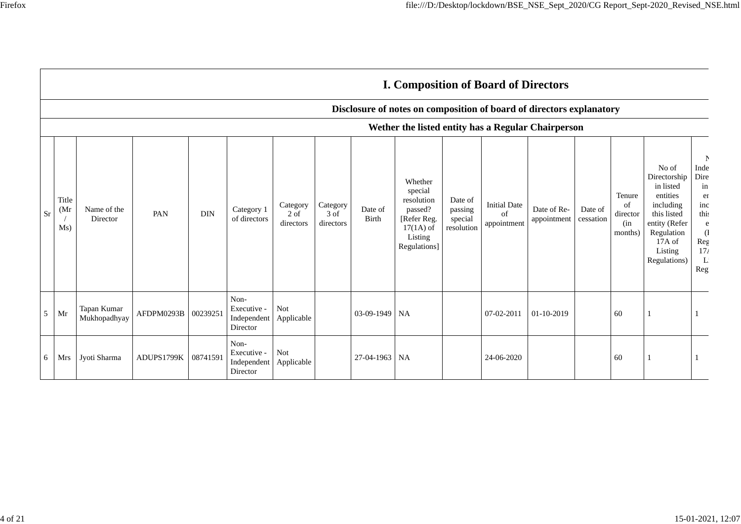## I. Composition of Board of Directors

### Disclosure of notes on composition of board of directors explanatory

### Wether the listed entity has a Regular Chairperson

| Sr | Title (Mr / Ms) | Name of the Director | PAN | DIN | Category 1 of directors | Category 2 of directors | Category 3 of directors | Date of Birth | Whether special resolution passed? [Refer Reg. 17(1A) of Listing Regulations] | Date of passing special resolution | Initial Date of appointment | Date of Re-appointment | Date of cessation | Tenure of director (in months) | No of Directorship in listed entities including this listed entity (Refer Regulation 17A of Listing Regulations) | N Inde Dire in er inc this e (I Reg 17A L Reg |
|---|---|---|---|---|---|---|---|---|---|---|---|---|---|---|---|---|
| 5 | Mr | Tapan Kumar Mukhopadhyay | AFDPM0293B | 00239251 | Non-Executive - Independent Director | Not Applicable | | 03-09-1949 | NA | | 07-02-2011 | 01-10-2019 | | 60 | 1 | 1 |
| 6 | Mrs | Jyoti Sharma | ADUPS1799K | 08741591 | Non-Executive - Independent Director | Not Applicable | | 27-04-1963 | NA | | 24-06-2020 | | | 60 | 1 | 1 |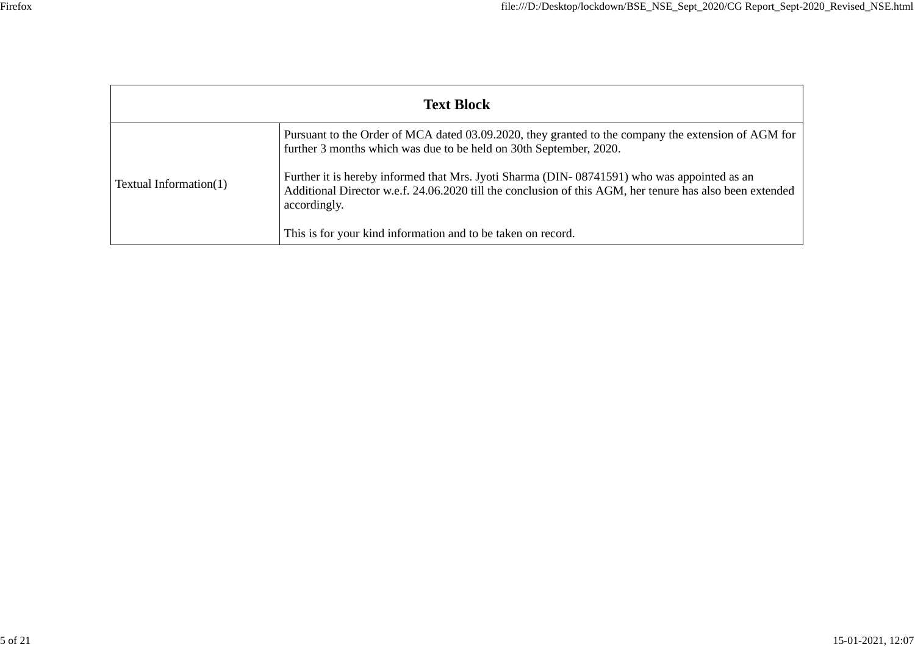| Text Block | |
|---|---|
| Textual Information(1) | Pursuant to the Order of MCA dated 03.09.2020, they granted to the company the extension of AGM for further 3 months which was due to be held on 30th September, 2020.<br><br>Further it is hereby informed that Mrs. Jyoti Sharma (DIN- 08741591) who was appointed as an Additional Director w.e.f. 24.06.2020 till the conclusion of this AGM, her tenure has also been extended accordingly.<br><br>This is for your kind information and to be taken on record. |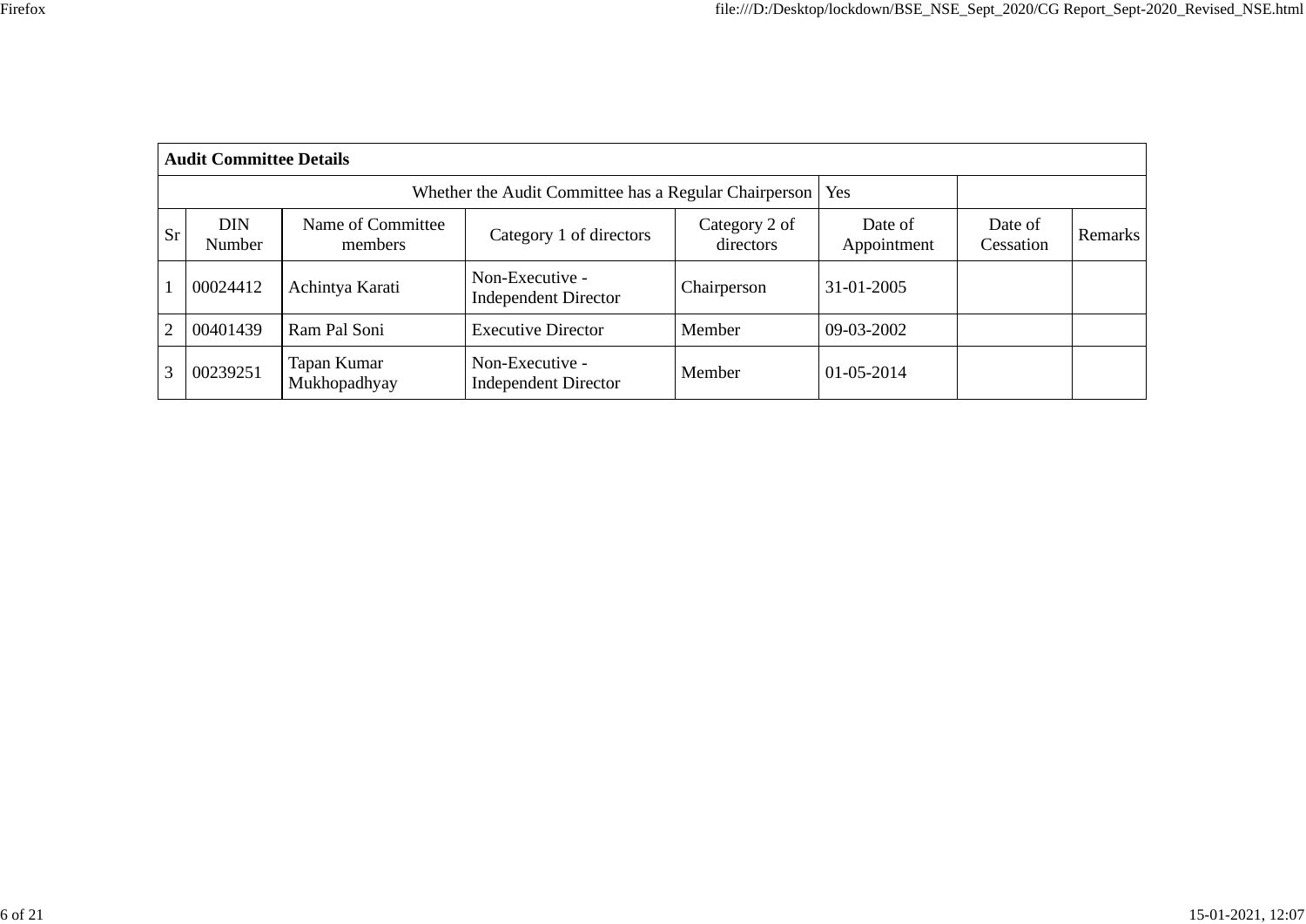| **Audit Committee Details** | | | | | | | |
|---|---|---|---|---|---|---|---|
| Whether the Audit Committee has a Regular Chairperson | | | | | Yes | | |
| Sr | DIN Number | Name of Committee members | Category 1 of directors | Category 2 of directors | Date of Appointment | Date of Cessation | Remarks |
| 1 | 00024412 | Achintya Karati | Non-Executive - Independent Director | Chairperson | 31-01-2005 | | |
| 2 | 00401439 | Ram Pal Soni | Executive Director | Member | 09-03-2002 | | |
| 3 | 00239251 | Tapan Kumar Mukhopadhyay | Non-Executive - Independent Director | Member | 01-05-2014 | | |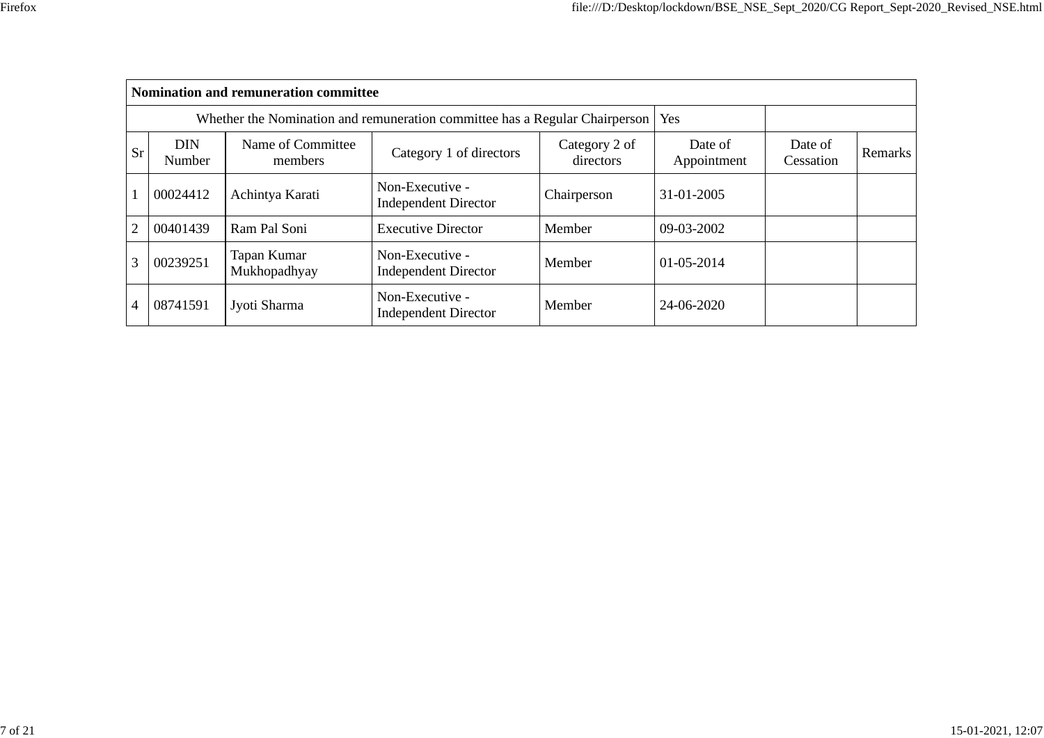| Nomination and remuneration committee | | | | | | | |
|---|---|---|---|---|---|---|---|
| Whether the Nomination and remuneration committee has a Regular Chairperson | | | | | Yes | | |
| Sr | DIN Number | Name of Committee members | Category 1 of directors | Category 2 of directors | Date of Appointment | Date of Cessation | Remarks |
| 1 | 00024412 | Achintya Karati | Non-Executive - Independent Director | Chairperson | 31-01-2005 | | |
| 2 | 00401439 | Ram Pal Soni | Executive Director | Member | 09-03-2002 | | |
| 3 | 00239251 | Tapan Kumar Mukhopadhyay | Non-Executive - Independent Director | Member | 01-05-2014 | | |
| 4 | 08741591 | Jyoti Sharma | Non-Executive - Independent Director | Member | 24-06-2020 | | |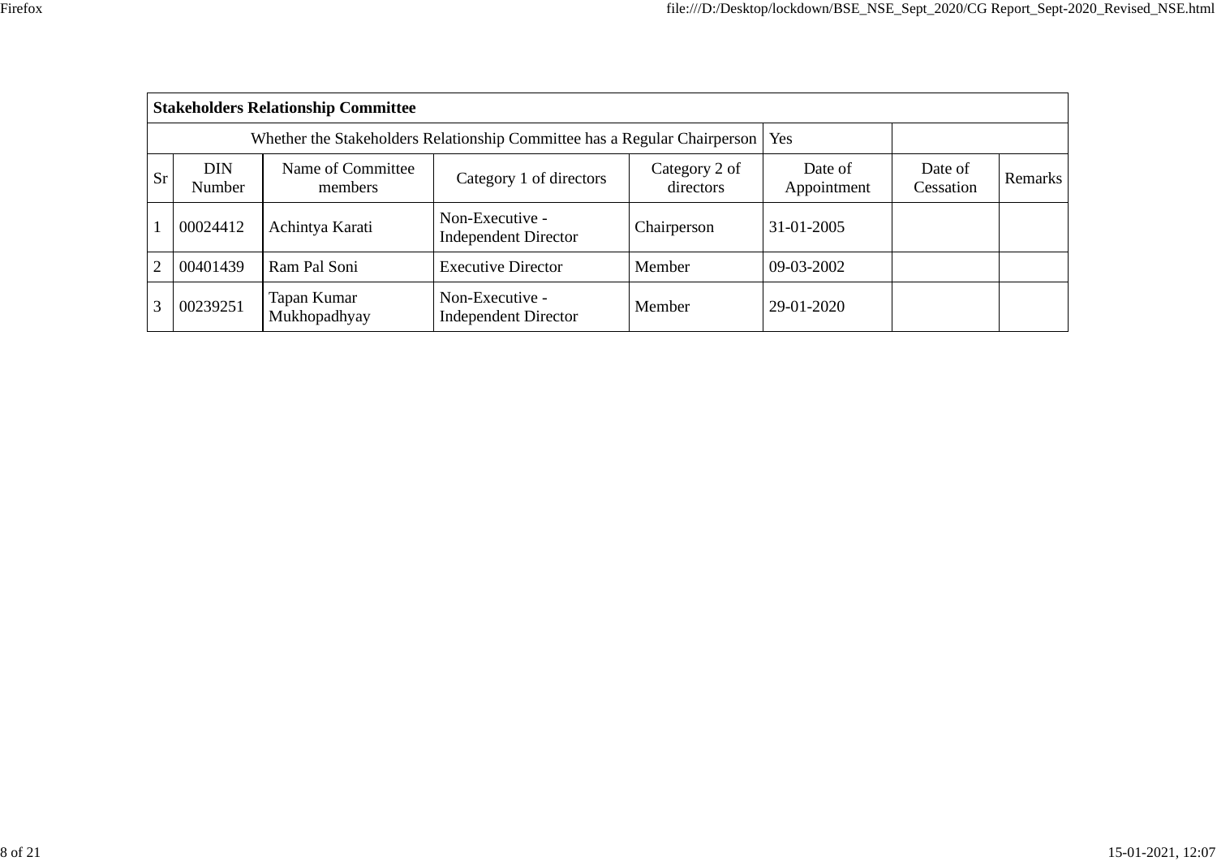| **Stakeholders Relationship Committee** | | | | | | | |
|---|---|---|---|---|---|---|---|
| Whether the Stakeholders Relationship Committee has a Regular Chairperson | | | | | Yes | | |
| Sr | DIN Number | Name of Committee members | Category 1 of directors | Category 2 of directors | Date of Appointment | Date of Cessation | Remarks |
| 1 | 00024412 | Achintya Karati | Non-Executive - Independent Director | Chairperson | 31-01-2005 | | |
| 2 | 00401439 | Ram Pal Soni | Executive Director | Member | 09-03-2002 | | |
| 3 | 00239251 | Tapan Kumar Mukhopadhyay | Non-Executive - Independent Director | Member | 29-01-2020 | | |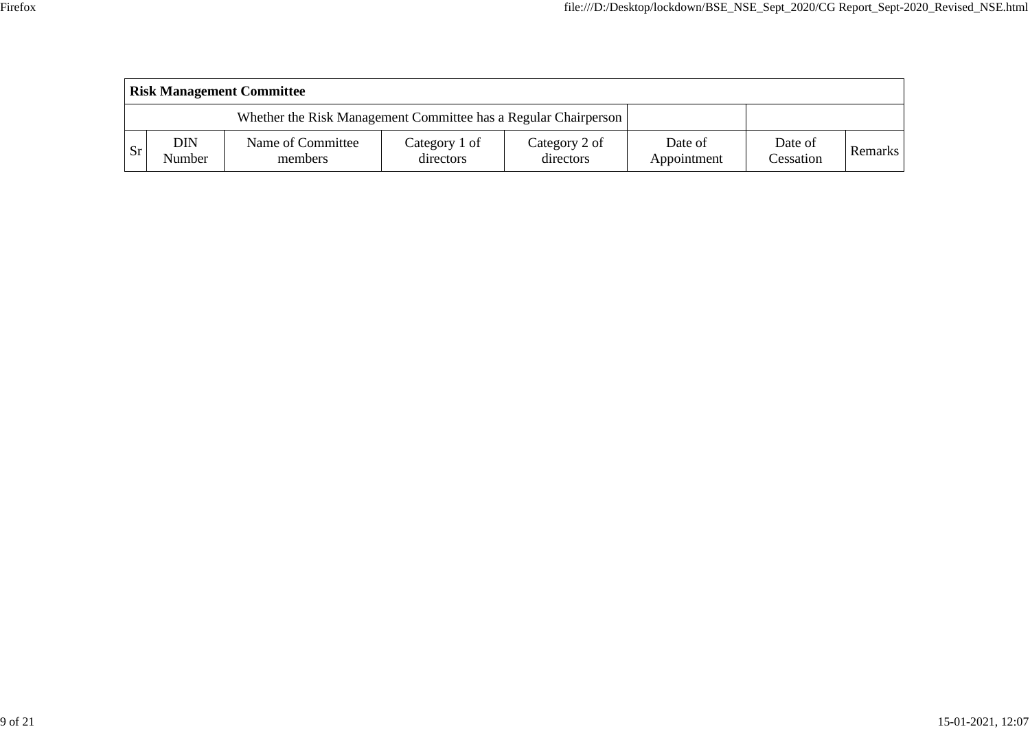| **Risk Management Committee** | | | | | | | |
|---|---|---|---|---|---|---|---|
| Whether the Risk Management Committee has a Regular Chairperson | | | | | | | |
| Sr | DIN Number | Name of Committee members | Category 1 of directors | Category 2 of directors | Date of Appointment | Date of Cessation | Remarks |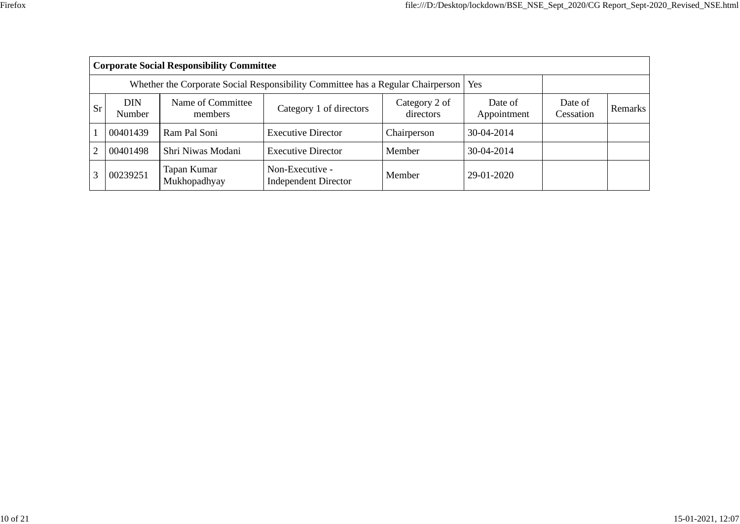| **Corporate Social Responsibility Committee** | | | | | | | |
|---|---|---|---|---|---|---|---|
| Whether the Corporate Social Responsibility Committee has a Regular Chairperson | | | | | Yes | | |
| Sr | DIN Number | Name of Committee members | Category 1 of directors | Category 2 of directors | Date of Appointment | Date of Cessation | Remarks |
| 1 | 00401439 | Ram Pal Soni | Executive Director | Chairperson | 30-04-2014 | | |
| 2 | 00401498 | Shri Niwas Modani | Executive Director | Member | 30-04-2014 | | |
| 3 | 00239251 | Tapan Kumar Mukhopadhyay | Non-Executive - Independent Director | Member | 29-01-2020 | | |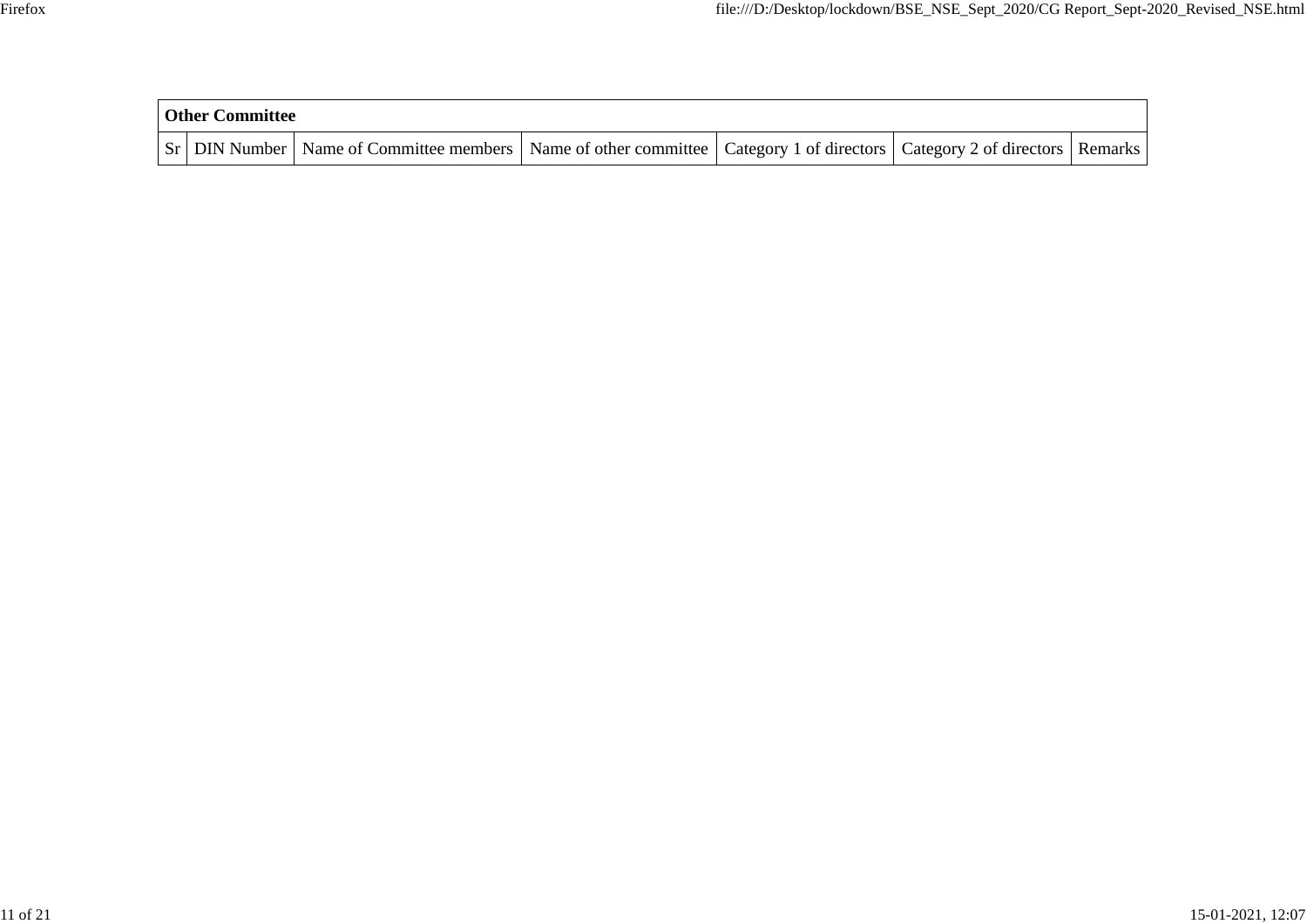| Other Committee | | | | | | |
|---|---|---|---|---|---|---|
| Sr | DIN Number | Name of Committee members | Name of other committee | Category 1 of directors | Category 2 of directors | Remarks |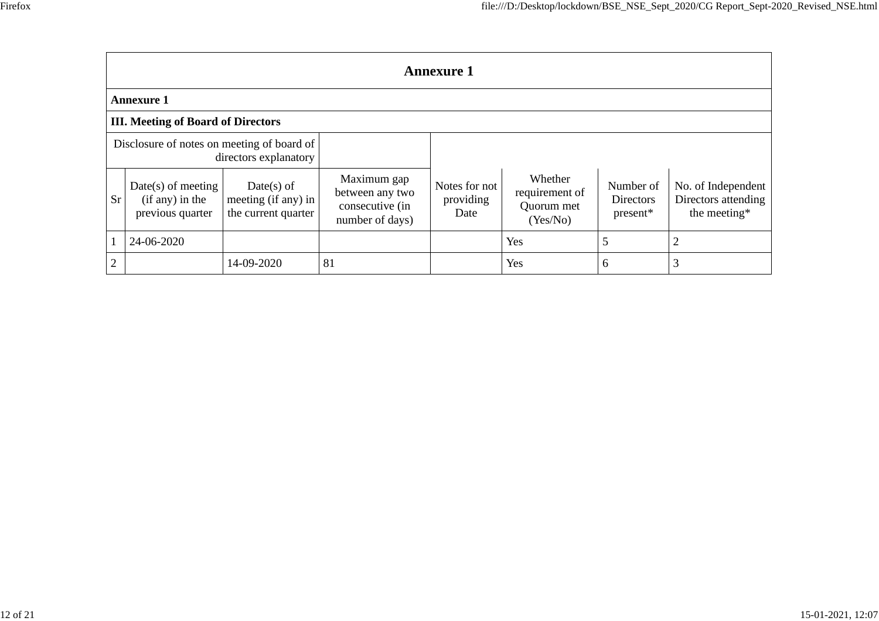## Annexure 1

**Annexure 1**

**III. Meeting of Board of Directors**

| Disclosure of notes on meeting of board of directors explanatory | | | | | | | |
|---|---|---|---|---|---|---|---|
| Sr | Date(s) of meeting (if any) in the previous quarter | Date(s) of meeting (if any) in the current quarter | Maximum gap between any two consecutive (in number of days) | Notes for not providing Date | Whether requirement of Quorum met (Yes/No) | Number of Directors present* | No. of Independent Directors attending the meeting* |
| 1 | 24-06-2020 | | | | Yes | 5 | 2 |
| 2 | | 14-09-2020 | 81 | | Yes | 6 | 3 |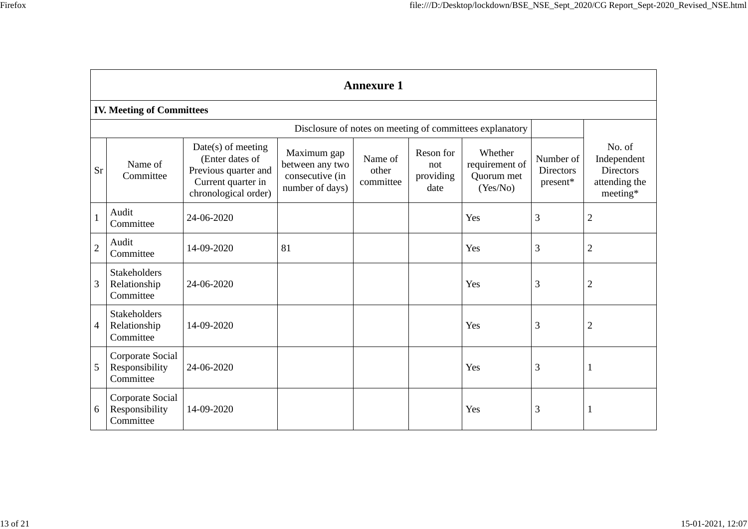## Annexure 1

### IV. Meeting of Committees

Disclosure of notes on meeting of committees explanatory

| Sr | Name of Committee | Date(s) of meeting (Enter dates of Previous quarter and Current quarter in chronological order) | Maximum gap between any two consecutive (in number of days) | Name of other committee | Reson for not providing date | Whether requirement of Quorum met (Yes/No) | Number of Directors present* | No. of Independent Directors attending the meeting* |
|---|---|---|---|---|---|---|---|---|
| 1 | Audit Committee | 24-06-2020 | | | | Yes | 3 | 2 |
| 2 | Audit Committee | 14-09-2020 | 81 | | | Yes | 3 | 2 |
| 3 | Stakeholders Relationship Committee | 24-06-2020 | | | | Yes | 3 | 2 |
| 4 | Stakeholders Relationship Committee | 14-09-2020 | | | | Yes | 3 | 2 |
| 5 | Corporate Social Responsibility Committee | 24-06-2020 | | | | Yes | 3 | 1 |
| 6 | Corporate Social Responsibility Committee | 14-09-2020 | | | | Yes | 3 | 1 |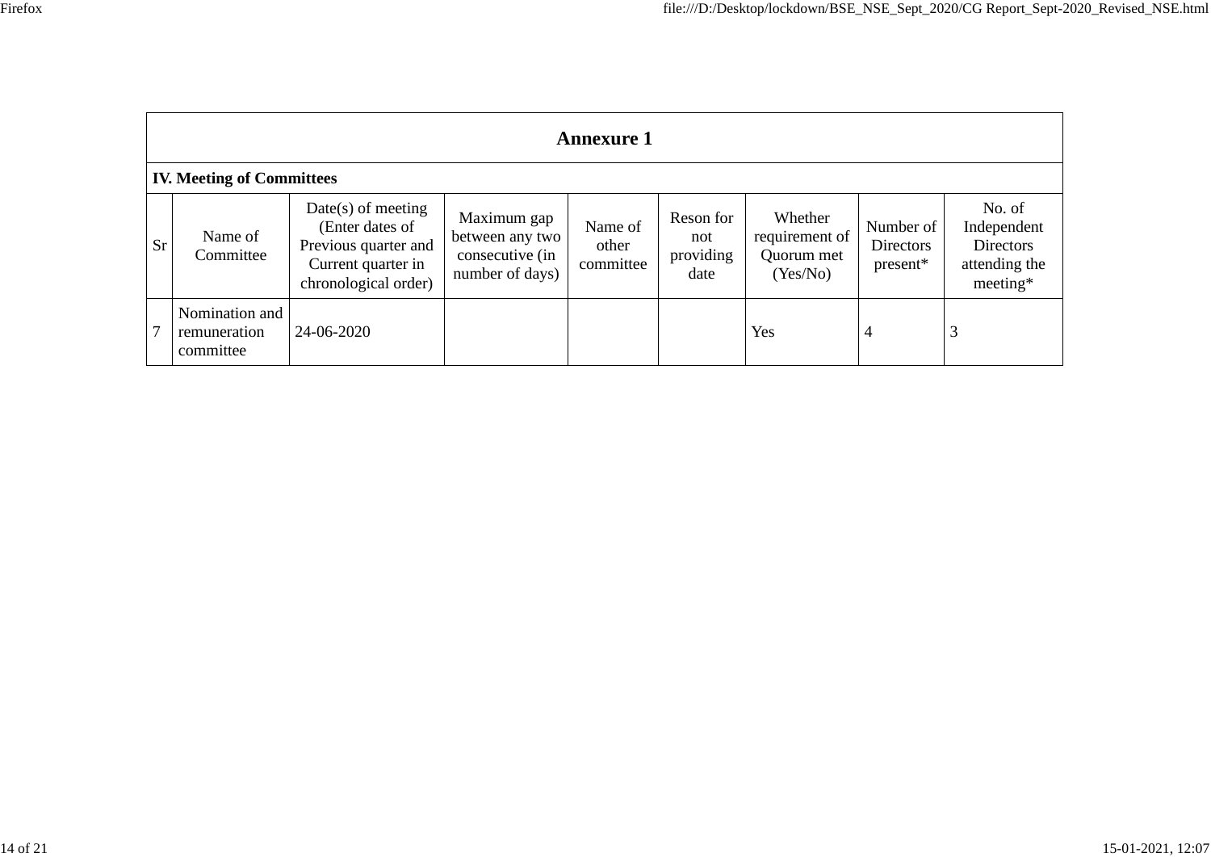## Annexure 1

### IV. Meeting of Committees

| Sr | Name of Committee | Date(s) of meeting (Enter dates of Previous quarter and Current quarter in chronological order) | Maximum gap between any two consecutive (in number of days) | Name of other committee | Reson for not providing date | Whether requirement of Quorum met (Yes/No) | Number of Directors present* | No. of Independent Directors attending the meeting* |
|---|---|---|---|---|---|---|---|---|
| 7 | Nomination and remuneration committee | 24-06-2020 | | | | Yes | 4 | 3 |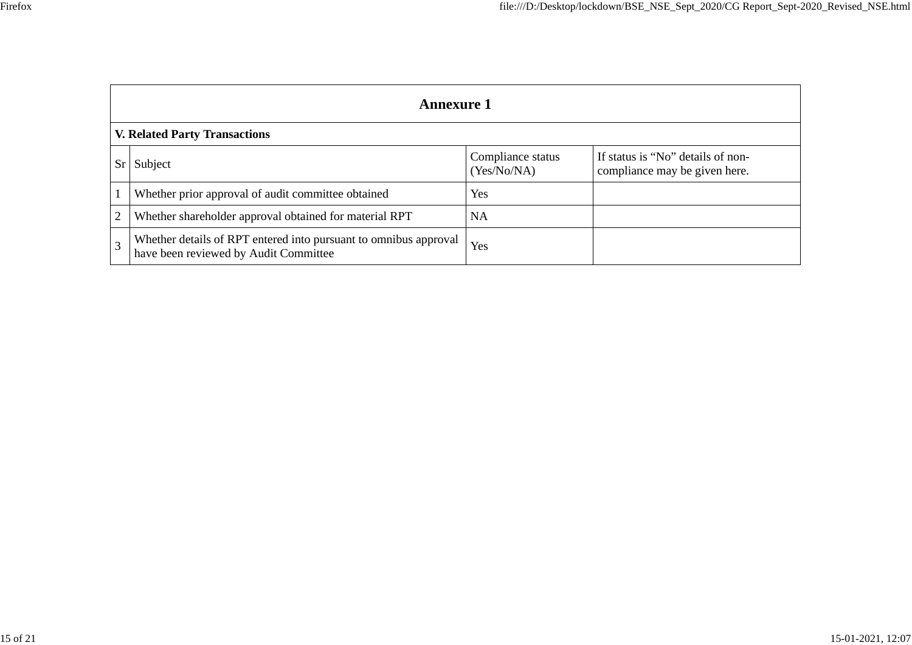## Annexure 1

### V. Related Party Transactions

| Sr | Subject | Compliance status (Yes/No/NA) | If status is “No” details of non-compliance may be given here. |
|---|---|---|---|
| 1 | Whether prior approval of audit committee obtained | Yes | |
| 2 | Whether shareholder approval obtained for material RPT | NA | |
| 3 | Whether details of RPT entered into pursuant to omnibus approval have been reviewed by Audit Committee | Yes | |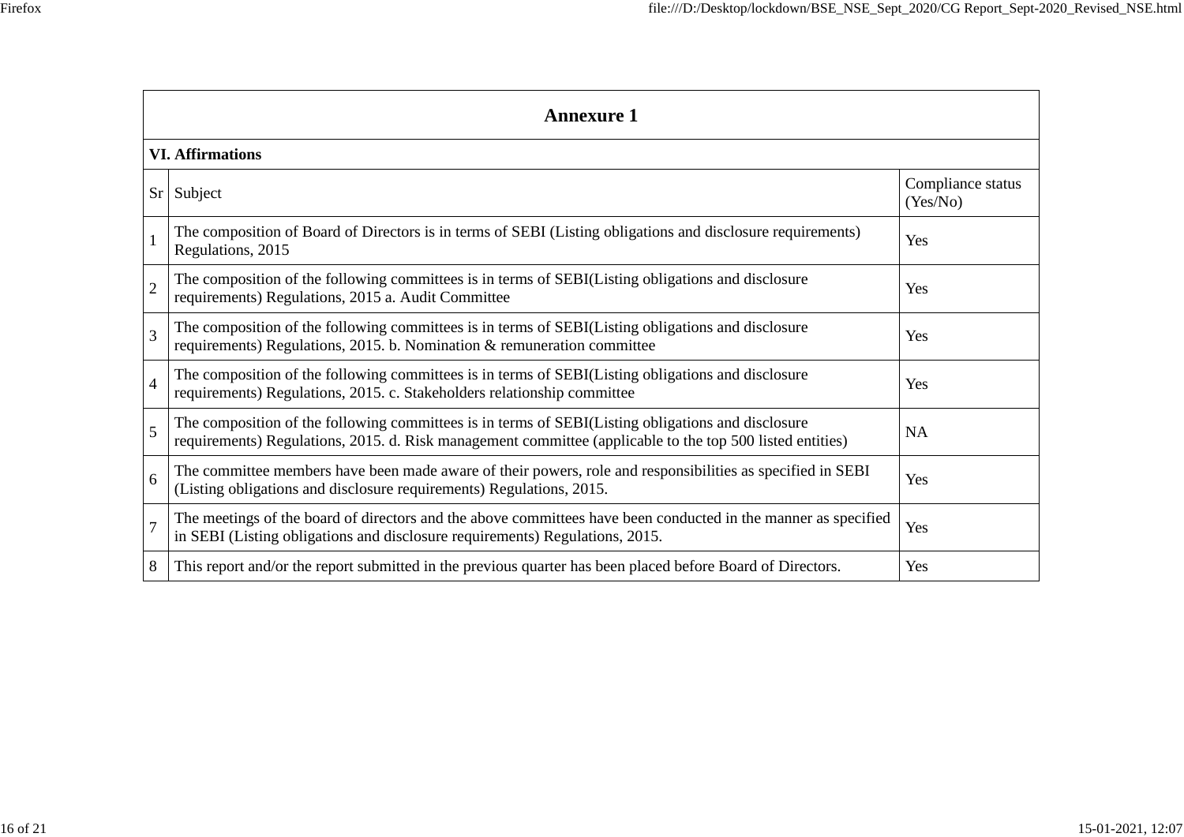## Annexure 1

### VI. Affirmations

| Sr | Subject | Compliance status (Yes/No) |
|---|---|---|
| 1 | The composition of Board of Directors is in terms of SEBI (Listing obligations and disclosure requirements) Regulations, 2015 | Yes |
| 2 | The composition of the following committees is in terms of SEBI(Listing obligations and disclosure requirements) Regulations, 2015 a. Audit Committee | Yes |
| 3 | The composition of the following committees is in terms of SEBI(Listing obligations and disclosure requirements) Regulations, 2015. b. Nomination & remuneration committee | Yes |
| 4 | The composition of the following committees is in terms of SEBI(Listing obligations and disclosure requirements) Regulations, 2015. c. Stakeholders relationship committee | Yes |
| 5 | The composition of the following committees is in terms of SEBI(Listing obligations and disclosure requirements) Regulations, 2015. d. Risk management committee (applicable to the top 500 listed entities) | NA |
| 6 | The committee members have been made aware of their powers, role and responsibilities as specified in SEBI (Listing obligations and disclosure requirements) Regulations, 2015. | Yes |
| 7 | The meetings of the board of directors and the above committees have been conducted in the manner as specified in SEBI (Listing obligations and disclosure requirements) Regulations, 2015. | Yes |
| 8 | This report and/or the report submitted in the previous quarter has been placed before Board of Directors. | Yes |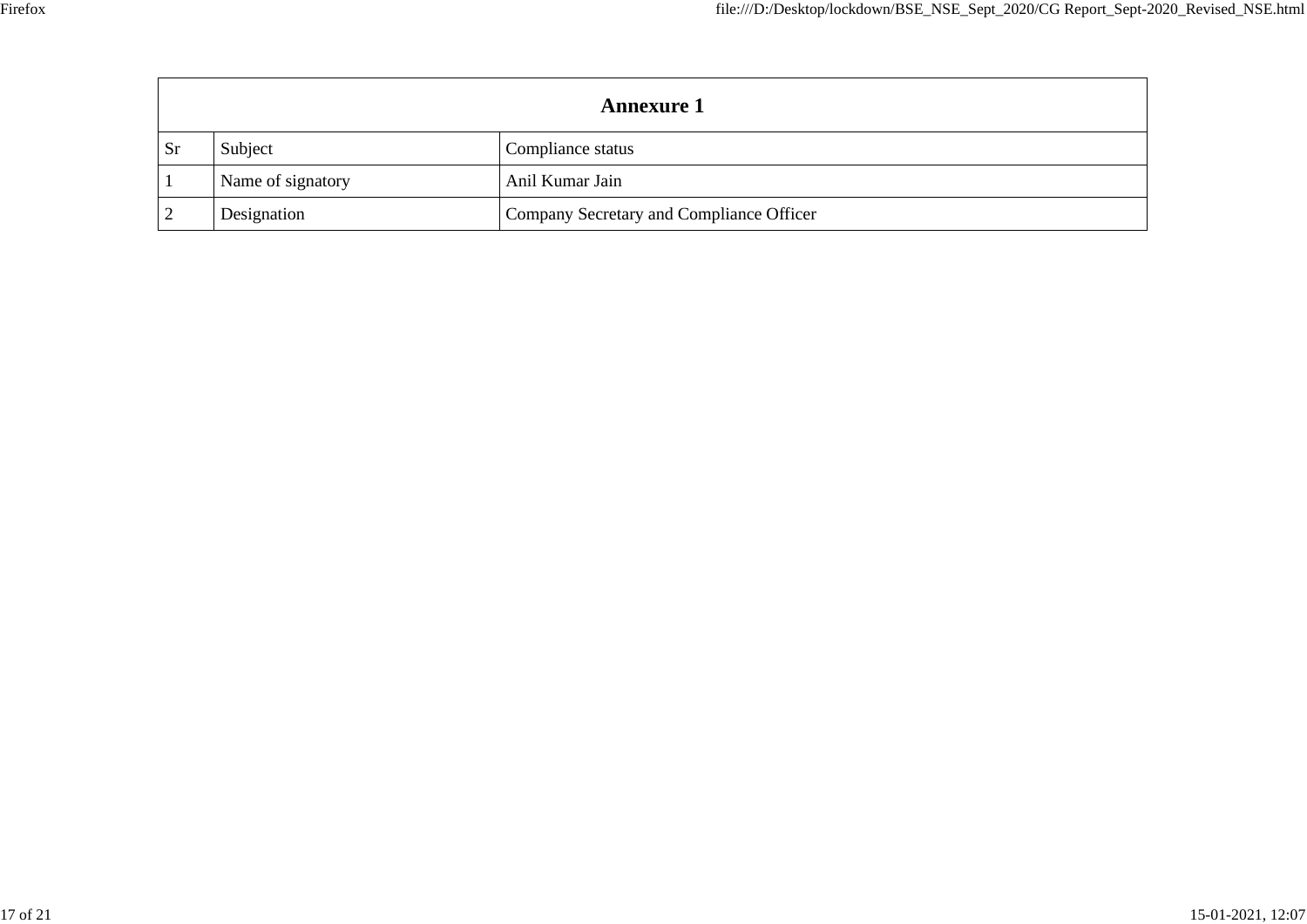| Annexure 1 | | |
|---|---|---|
| Sr | Subject | Compliance status |
| 1 | Name of signatory | Anil Kumar Jain |
| 2 | Designation | Company Secretary and Compliance Officer |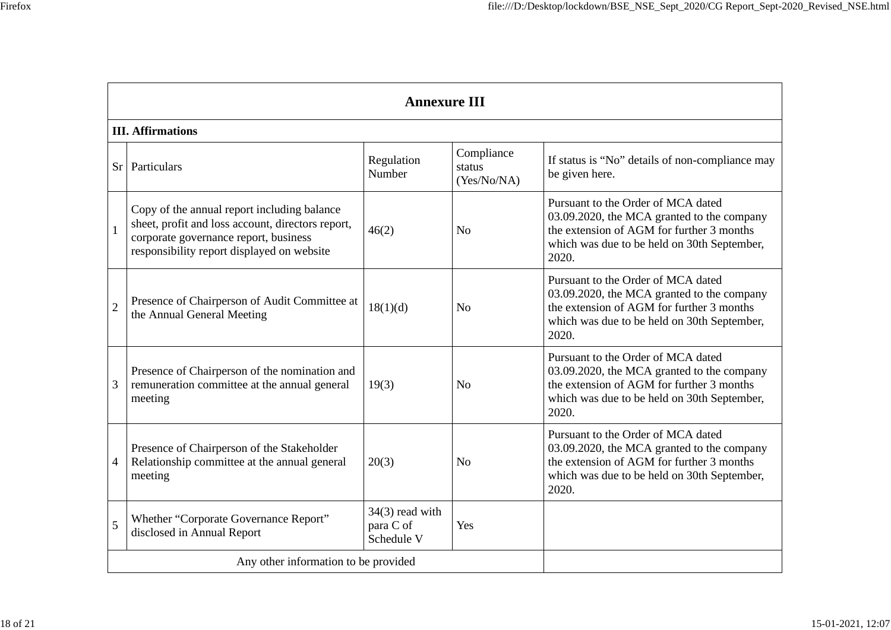## Annexure III

### III. Affirmations

| Sr | Particulars | Regulation Number | Compliance status (Yes/No/NA) | If status is "No" details of non-compliance may be given here. |
|---|---|---|---|---|
| 1 | Copy of the annual report including balance sheet, profit and loss account, directors report, corporate governance report, business responsibility report displayed on website | 46(2) | No | Pursuant to the Order of MCA dated 03.09.2020, the MCA granted to the company the extension of AGM for further 3 months which was due to be held on 30th September, 2020. |
| 2 | Presence of Chairperson of Audit Committee at the Annual General Meeting | 18(1)(d) | No | Pursuant to the Order of MCA dated 03.09.2020, the MCA granted to the company the extension of AGM for further 3 months which was due to be held on 30th September, 2020. |
| 3 | Presence of Chairperson of the nomination and remuneration committee at the annual general meeting | 19(3) | No | Pursuant to the Order of MCA dated 03.09.2020, the MCA granted to the company the extension of AGM for further 3 months which was due to be held on 30th September, 2020. |
| 4 | Presence of Chairperson of the Stakeholder Relationship committee at the annual general meeting | 20(3) | No | Pursuant to the Order of MCA dated 03.09.2020, the MCA granted to the company the extension of AGM for further 3 months which was due to be held on 30th September, 2020. |
| 5 | Whether "Corporate Governance Report" disclosed in Annual Report | 34(3) read with para C of Schedule V | Yes | |
| | Any other information to be provided | | | |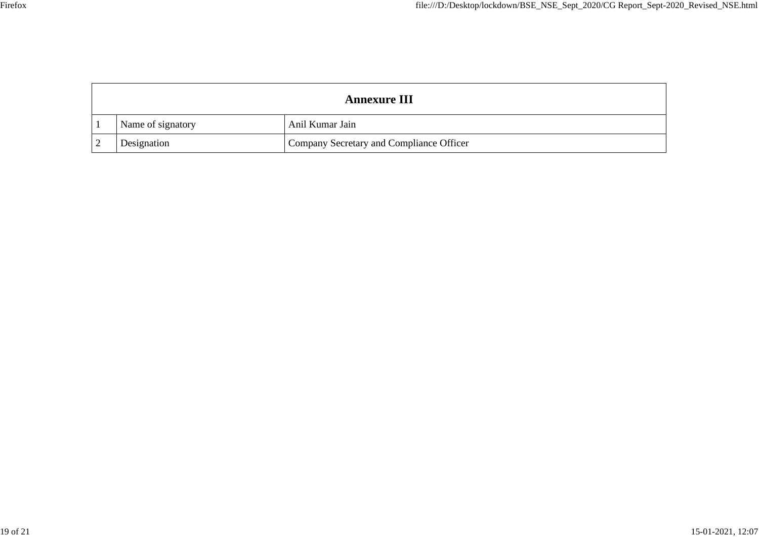| Annexure III | | |
|---|---|---|
| 1 | Name of signatory | Anil Kumar Jain |
| 2 | Designation | Company Secretary and Compliance Officer |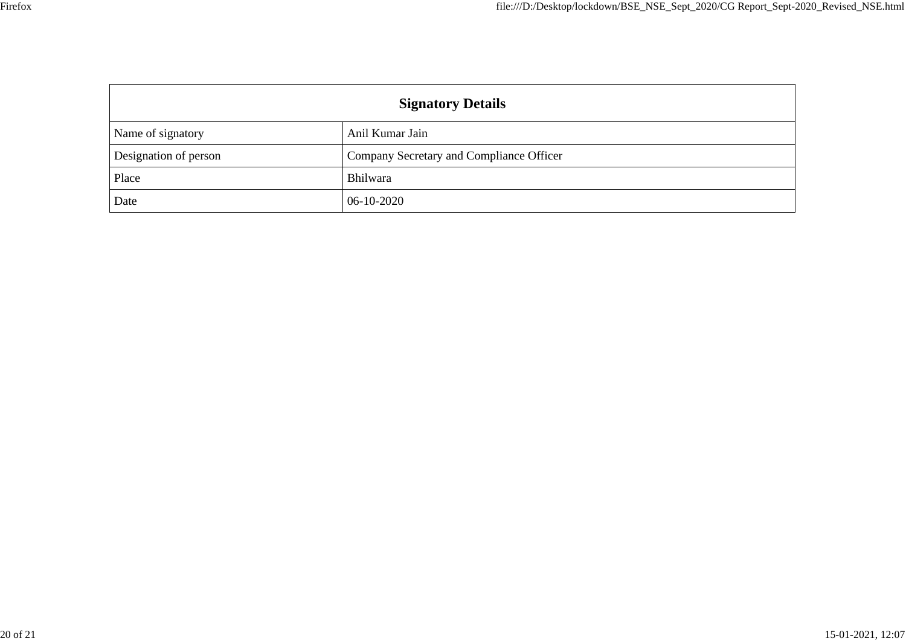| Signatory Details | |
|---|---|
| Name of signatory | Anil Kumar Jain |
| Designation of person | Company Secretary and Compliance Officer |
| Place | Bhilwara |
| Date | 06-10-2020 |